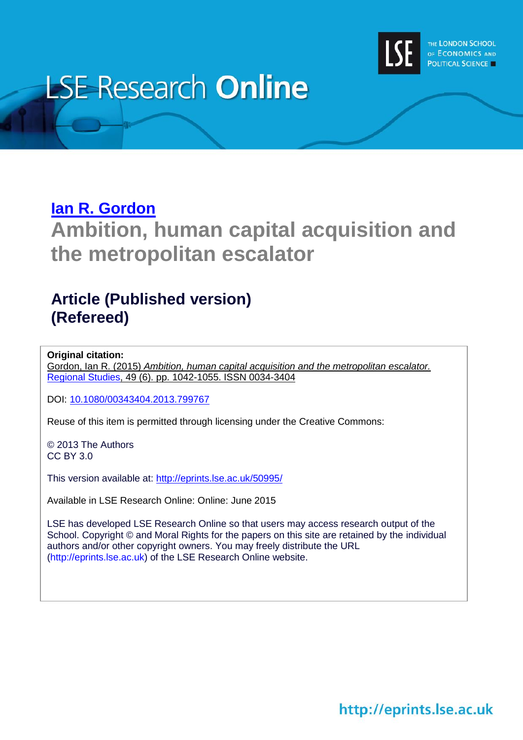# LSE Research Online

THE LONDON SCHOOL OF ECONOMICS AND POLITICAL SCIENCE

**Ian R. Gordon**

## Ambition, human capital acquisition and the metropolitan escalator

### Article (Published version) (Refereed)

**Original citation:**
Gordon, Ian R. (2015) *Ambition, human capital acquisition and the metropolitan escalator.* Regional Studies, 49 (6). pp. 1042-1055. ISSN 0034-3404

DOI: 10.1080/00343404.2013.799767

Reuse of this item is permitted through licensing under the Creative Commons:

© 2013 The Authors
CC BY 3.0

This version available at: http://eprints.lse.ac.uk/50995/

Available in LSE Research Online: Online: June 2015

LSE has developed LSE Research Online so that users may access research output of the School. Copyright © and Moral Rights for the papers on this site are retained by the individual authors and/or other copyright owners. You may freely distribute the URL (http://eprints.lse.ac.uk) of the LSE Research Online website.

http://eprints.lse.ac.uk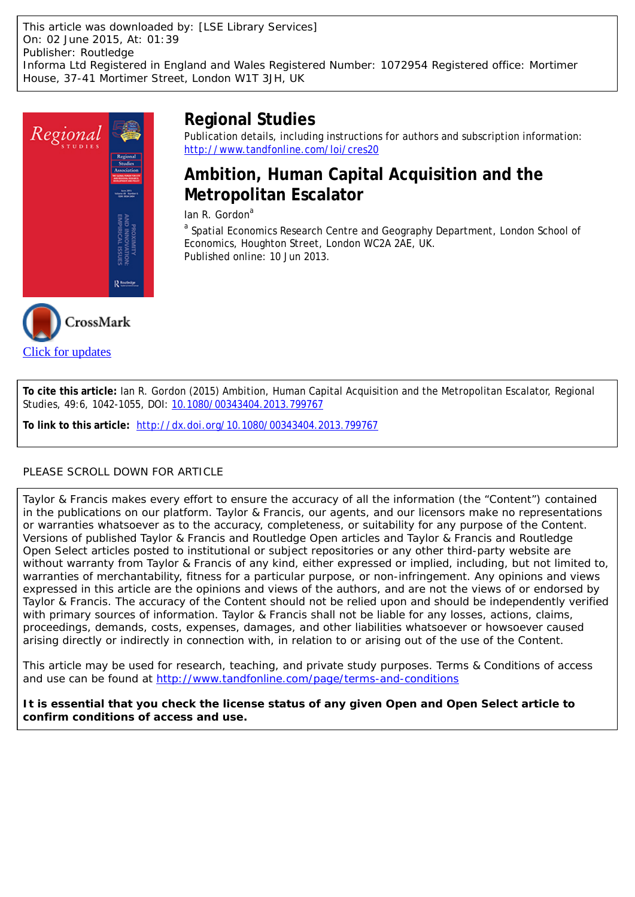This article was downloaded by: [LSE Library Services]
On: 02 June 2015, At: 01:39
Publisher: Routledge
Informa Ltd Registered in England and Wales Registered Number: 1072954 Registered office: Mortimer House, 37-41 Mortimer Street, London W1T 3JH, UK

# Regional Studies

Publication details, including instructions for authors and subscription information:
http://www.tandfonline.com/loi/cres20

## Ambition, Human Capital Acquisition and the Metropolitan Escalator

Ian R. Gordon[a]

[a] Spatial Economics Research Centre and Geography Department, London School of Economics, Houghton Street, London WC2A 2AE, UK.
Published online: 10 Jun 2013.

Click for updates

**To cite this article:** Ian R. Gordon (2015) Ambition, Human Capital Acquisition and the Metropolitan Escalator, Regional Studies, 49:6, 1042-1055, DOI: 10.1080/00343404.2013.799767

**To link to this article:** http://dx.doi.org/10.1080/00343404.2013.799767

PLEASE SCROLL DOWN FOR ARTICLE

Taylor & Francis makes every effort to ensure the accuracy of all the information (the "Content") contained in the publications on our platform. Taylor & Francis, our agents, and our licensors make no representations or warranties whatsoever as to the accuracy, completeness, or suitability for any purpose of the Content. Versions of published Taylor & Francis and Routledge Open articles and Taylor & Francis and Routledge Open Select articles posted to institutional or subject repositories or any other third-party website are without warranty from Taylor & Francis of any kind, either expressed or implied, including, but not limited to, warranties of merchantability, fitness for a particular purpose, or non-infringement. Any opinions and views expressed in this article are the opinions and views of the authors, and are not the views of or endorsed by Taylor & Francis. The accuracy of the Content should not be relied upon and should be independently verified with primary sources of information. Taylor & Francis shall not be liable for any losses, actions, claims, proceedings, demands, costs, expenses, damages, and other liabilities whatsoever or howsoever caused arising directly or indirectly in connection with, in relation to or arising out of the use of the Content.

This article may be used for research, teaching, and private study purposes. Terms & Conditions of access and use can be found at http://www.tandfonline.com/page/terms-and-conditions

**It is essential that you check the license status of any given Open and Open Select article to confirm conditions of access and use.**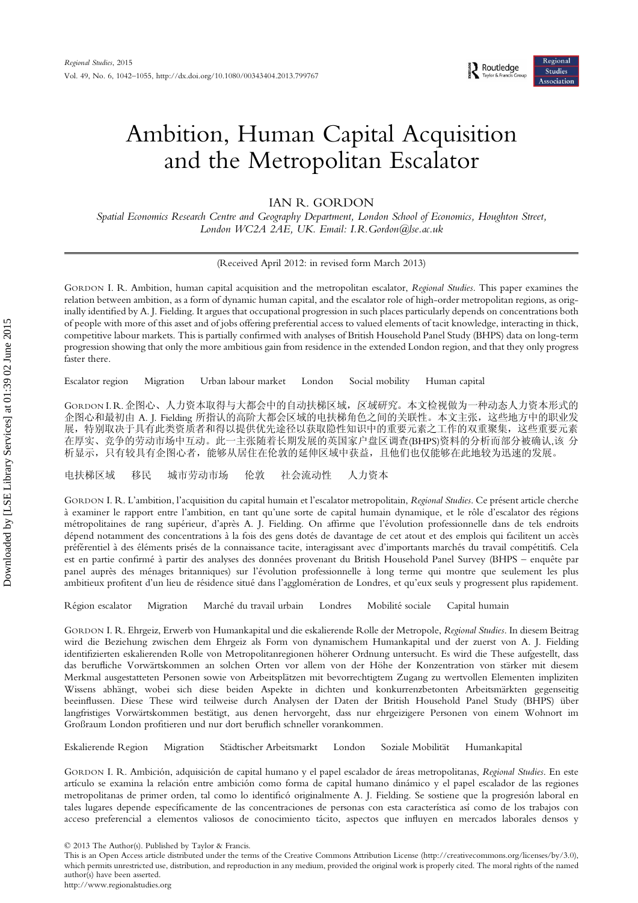# Ambition, Human Capital Acquisition and the Metropolitan Escalator

IAN R. GORDON

*Spatial Economics Research Centre and Geography Department, London School of Economics, Houghton Street, London WC2A 2AE, UK. Email: I.R.Gordon@lse.ac.uk*

(Received April 2012: in revised form March 2013)

GORDON I. R. Ambition, human capital acquisition and the metropolitan escalator, *Regional Studies*. This paper examines the relation between ambition, as a form of dynamic human capital, and the escalator role of high-order metropolitan regions, as originally identified by A. J. Fielding. It argues that occupational progression in such places particularly depends on concentrations both of people with more of this asset and of jobs offering preferential access to valued elements of tacit knowledge, interacting in thick, competitive labour markets. This is partially confirmed with analyses of British Household Panel Study (BHPS) data on long-term progression showing that only the more ambitious gain from residence in the extended London region, and that they only progress faster there.

Escalator region  Migration  Urban labour market  London  Social mobility  Human capital

GORDON I. R. 企图心、人力资本取得与大都会中的自动扶梯区域，*区域研究*。本文检视做为一种动态人力资本形式的企图心和最初由 A. J. Fielding 所指认的高阶大都会区域的电扶梯角色之间的关联性。本文主张，这些地方中的职业发展，特别取决于具有此类资质者和得以提供优先途径以获取隐性知识中的重要元素之工作的双重聚集，这些重要元素在厚实、竞争的劳动市场中互动。此一主张随着长期发展的英国家户盘区调查(BHPS)资料的分析而部分被确认,该 分析显示，只有较具有企图心者，能够从居住在伦敦的延伸区域中获益，且他们也仅能够在此地较为迅速的发展。

电扶梯区域  移民  城市劳动市场  伦敦  社会流动性  人力资本

GORDON I. R. L'ambition, l'acquisition du capital humain et l'escalator metropolitain, *Regional Studies*. Ce présent article cherche à examiner le rapport entre l'ambition, en tant qu'une sorte de capital humain dynamique, et le rôle d'escalator des régions métropolitaines de rang supérieur, d'après A. J. Fielding. On affirme que l'évolution professionnelle dans de tels endroits dépend notamment des concentrations à la fois des gens dotés de davantage de cet atout et des emplois qui facilitent un accès préférentiel à des éléments prisés de la connaissance tacite, interagissant avec d'importants marchés du travail compétitifs. Cela est en partie confirmé à partir des analyses des données provenant du British Household Panel Survey (BHPS – enquête par panel auprès des ménages britanniques) sur l'évolution professionnelle à long terme qui montre que seulement les plus ambitieux profitent d'un lieu de résidence situé dans l'agglomération de Londres, et qu'eux seuls y progressent plus rapidement.

Région escalator  Migration  Marché du travail urbain  Londres  Mobilité sociale  Capital humain

GORDON I. R. Ehrgeiz, Erwerb von Humankapital und die eskalierende Rolle der Metropole, *Regional Studies*. In diesem Beitrag wird die Beziehung zwischen dem Ehrgeiz als Form von dynamischem Humankapital und der zuerst von A. J. Fielding identifizierten eskalierenden Rolle von Metropolitanregionen höherer Ordnung untersucht. Es wird die These aufgestellt, dass das berufliche Vorwärtskommen an solchen Orten vor allem von der Höhe der Konzentration von stärker mit diesem Merkmal ausgestatteten Personen sowie von Arbeitsplätzen mit bevorrechtigtem Zugang zu wertvollen Elementen impliziten Wissens abhängt, wobei sich diese beiden Aspekte in dichten und konkurrenzbetonten Arbeitsmärkten gegenseitig beeinflussen. Diese These wird teilweise durch Analysen der Daten der British Household Panel Study (BHPS) über langfristiges Vorwärtskommen bestätigt, aus denen hervorgeht, dass nur ehrgeizigere Personen von einem Wohnort im Großraum London profitieren und nur dort beruflich schneller vorankommen.

Eskalierende Region  Migration  Städtischer Arbeitsmarkt  London  Soziale Mobilität  Humankapital

GORDON I. R. Ambición, adquisición de capital humano y el papel escalador de áreas metropolitanas, *Regional Studies*. En este artículo se examina la relación entre ambición como forma de capital humano dinámico y el papel escalador de las regiones metropolitanas de primer orden, tal como lo identificó originalmente A. J. Fielding. Se sostiene que la progresión laboral en tales lugares depende específicamente de las concentraciones de personas con esta característica así como de los trabajos con acceso preferencial a elementos valiosos de conocimiento tácito, aspectos que influyen en mercados laborales densos y

© 2013 The Author(s). Published by Taylor & Francis.
This is an Open Access article distributed under the terms of the Creative Commons Attribution License (http://creativecommons.org/licenses/by/3.0), which permits unrestricted use, distribution, and reproduction in any medium, provided the original work is properly cited. The moral rights of the named author(s) have been asserted.
http://www.regionalstudies.org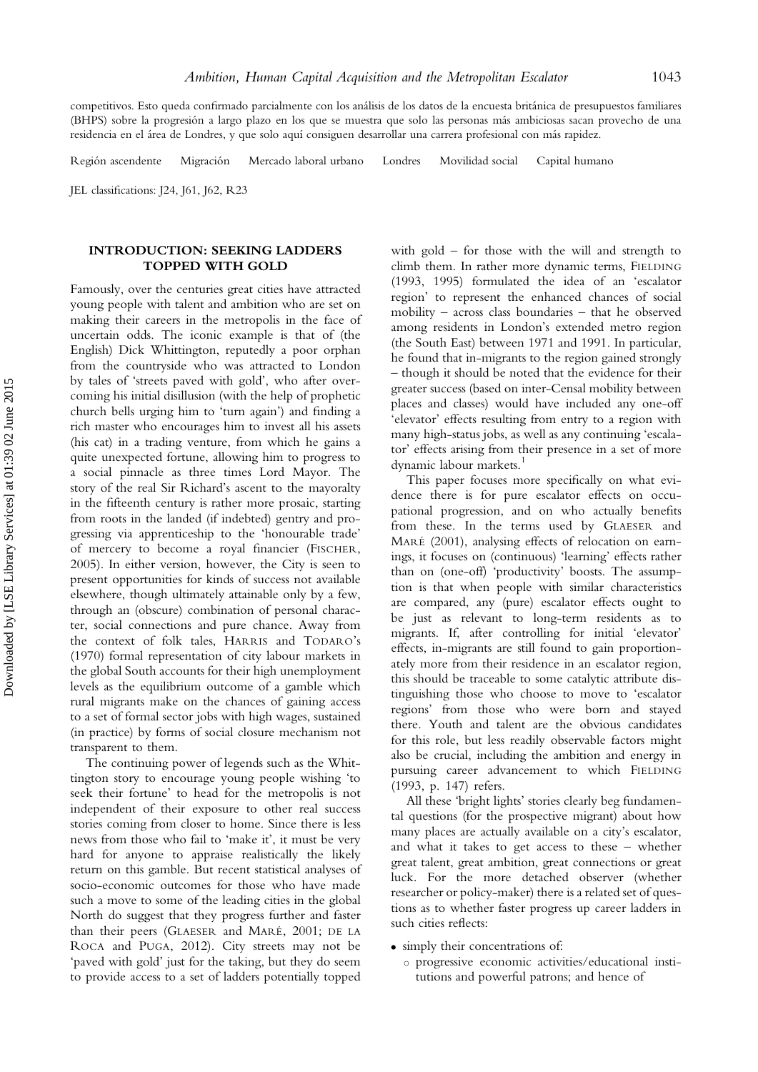competitivos. Esto queda confirmado parcialmente con los análisis de los datos de la encuesta británica de presupuestos familiares (BHPS) sobre la progresión a largo plazo en los que se muestra que solo las personas más ambiciosas sacan provecho de una residencia en el área de Londres, y que solo aquí consiguen desarrollar una carrera profesional con más rapidez.

Región ascendente  Migración  Mercado laboral urbano  Londres  Movilidad social  Capital humano

JEL classifications: J24, J61, J62, R23

## INTRODUCTION: SEEKING LADDERS TOPPED WITH GOLD

Famously, over the centuries great cities have attracted young people with talent and ambition who are set on making their careers in the metropolis in the face of uncertain odds. The iconic example is that of (the English) Dick Whittington, reputedly a poor orphan from the countryside who was attracted to London by tales of 'streets paved with gold', who after overcoming his initial disillusion (with the help of prophetic church bells urging him to 'turn again') and finding a rich master who encourages him to invest all his assets (his cat) in a trading venture, from which he gains a quite unexpected fortune, allowing him to progress to a social pinnacle as three times Lord Mayor. The story of the real Sir Richard's ascent to the mayoralty in the fifteenth century is rather more prosaic, starting from roots in the landed (if indebted) gentry and progressing via apprenticeship to the 'honourable trade' of mercery to become a royal financier (FISCHER, 2005). In either version, however, the City is seen to present opportunities for kinds of success not available elsewhere, though ultimately attainable only by a few, through an (obscure) combination of personal character, social connections and pure chance. Away from the context of folk tales, HARRIS and TODARO's (1970) formal representation of city labour markets in the global South accounts for their high unemployment levels as the equilibrium outcome of a gamble which rural migrants make on the chances of gaining access to a set of formal sector jobs with high wages, sustained (in practice) by forms of social closure mechanism not transparent to them.

The continuing power of legends such as the Whittington story to encourage young people wishing 'to seek their fortune' to head for the metropolis is not independent of their exposure to other real success stories coming from closer to home. Since there is less news from those who fail to 'make it', it must be very hard for anyone to appraise realistically the likely return on this gamble. But recent statistical analyses of socio-economic outcomes for those who have made such a move to some of the leading cities in the global North do suggest that they progress further and faster than their peers (GLAESER and MARÉ, 2001; DE LA ROCA and PUGA, 2012). City streets may not be 'paved with gold' just for the taking, but they do seem to provide access to a set of ladders potentially topped with gold – for those with the will and strength to climb them. In rather more dynamic terms, FIELDING (1993, 1995) formulated the idea of an 'escalator region' to represent the enhanced chances of social mobility – across class boundaries – that he observed among residents in London's extended metro region (the South East) between 1971 and 1991. In particular, he found that in-migrants to the region gained strongly – though it should be noted that the evidence for their greater success (based on inter-Censal mobility between places and classes) would have included any one-off 'elevator' effects resulting from entry to a region with many high-status jobs, as well as any continuing 'escalator' effects arising from their presence in a set of more dynamic labour markets.[1]

This paper focuses more specifically on what evidence there is for pure escalator effects on occupational progression, and on who actually benefits from these. In the terms used by GLAESER and MARÉ (2001), analysing effects of relocation on earnings, it focuses on (continuous) 'learning' effects rather than on (one-off) 'productivity' boosts. The assumption is that when people with similar characteristics are compared, any (pure) escalator effects ought to be just as relevant to long-term residents as to migrants. If, after controlling for initial 'elevator' effects, in-migrants are still found to gain proportionately more from their residence in an escalator region, this should be traceable to some catalytic attribute distinguishing those who choose to move to 'escalator regions' from those who were born and stayed there. Youth and talent are the obvious candidates for this role, but less readily observable factors might also be crucial, including the ambition and energy in pursuing career advancement to which FIELDING (1993, p. 147) refers.

All these 'bright lights' stories clearly beg fundamental questions (for the prospective migrant) about how many places are actually available on a city's escalator, and what it takes to get access to these – whether great talent, great ambition, great connections or great luck. For the more detached observer (whether researcher or policy-maker) there is a related set of questions as to whether faster progress up career ladders in such cities reflects:

- simply their concentrations of:
  - progressive economic activities/educational institutions and powerful patrons; and hence of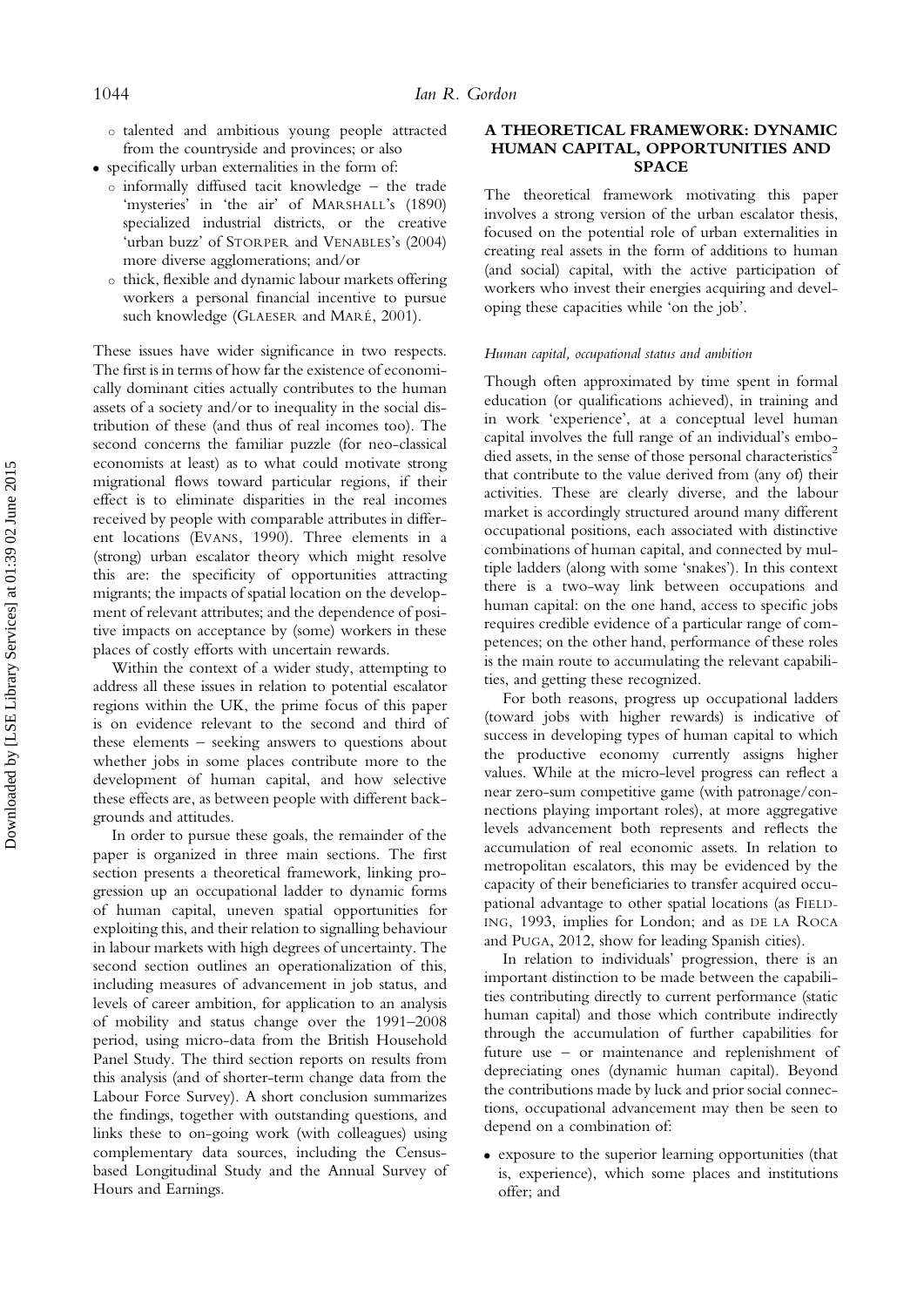- talented and ambitious young people attracted from the countryside and provinces; or also
- specifically urban externalities in the form of:
  - informally diffused tacit knowledge – the trade 'mysteries' in 'the air' of MARSHALL's (1890) specialized industrial districts, or the creative 'urban buzz' of STORPER and VENABLES's (2004) more diverse agglomerations; and/or
  - thick, flexible and dynamic labour markets offering workers a personal financial incentive to pursue such knowledge (GLAESER and MARÉ, 2001).

These issues have wider significance in two respects. The first is in terms of how far the existence of economically dominant cities actually contributes to the human assets of a society and/or to inequality in the social distribution of these (and thus of real incomes too). The second concerns the familiar puzzle (for neo-classical economists at least) as to what could motivate strong migrational flows toward particular regions, if their effect is to eliminate disparities in the real incomes received by people with comparable attributes in different locations (EVANS, 1990). Three elements in a (strong) urban escalator theory which might resolve this are: the specificity of opportunities attracting migrants; the impacts of spatial location on the development of relevant attributes; and the dependence of positive impacts on acceptance by (some) workers in these places of costly efforts with uncertain rewards.

Within the context of a wider study, attempting to address all these issues in relation to potential escalator regions within the UK, the prime focus of this paper is on evidence relevant to the second and third of these elements – seeking answers to questions about whether jobs in some places contribute more to the development of human capital, and how selective these effects are, as between people with different backgrounds and attitudes.

In order to pursue these goals, the remainder of the paper is organized in three main sections. The first section presents a theoretical framework, linking progression up an occupational ladder to dynamic forms of human capital, uneven spatial opportunities for exploiting this, and their relation to signalling behaviour in labour markets with high degrees of uncertainty. The second section outlines an operationalization of this, including measures of advancement in job status, and levels of career ambition, for application to an analysis of mobility and status change over the 1991–2008 period, using micro-data from the British Household Panel Study. The third section reports on results from this analysis (and of shorter-term change data from the Labour Force Survey). A short conclusion summarizes the findings, together with outstanding questions, and links these to on-going work (with colleagues) using complementary data sources, including the Census-based Longitudinal Study and the Annual Survey of Hours and Earnings.

## A THEORETICAL FRAMEWORK: DYNAMIC HUMAN CAPITAL, OPPORTUNITIES AND SPACE

The theoretical framework motivating this paper involves a strong version of the urban escalator thesis, focused on the potential role of urban externalities in creating real assets in the form of additions to human (and social) capital, with the active participation of workers who invest their energies acquiring and developing these capacities while 'on the job'.

### *Human capital, occupational status and ambition*

Though often approximated by time spent in formal education (or qualifications achieved), in training and in work 'experience', at a conceptual level human capital involves the full range of an individual's embodied assets, in the sense of those personal characteristics[2] that contribute to the value derived from (any of) their activities. These are clearly diverse, and the labour market is accordingly structured around many different occupational positions, each associated with distinctive combinations of human capital, and connected by multiple ladders (along with some 'snakes'). In this context there is a two-way link between occupations and human capital: on the one hand, access to specific jobs requires credible evidence of a particular range of competences; on the other hand, performance of these roles is the main route to accumulating the relevant capabilities, and getting these recognized.

For both reasons, progress up occupational ladders (toward jobs with higher rewards) is indicative of success in developing types of human capital to which the productive economy currently assigns higher values. While at the micro-level progress can reflect a near zero-sum competitive game (with patronage/connections playing important roles), at more aggregative levels advancement both represents and reflects the accumulation of real economic assets. In relation to metropolitan escalators, this may be evidenced by the capacity of their beneficiaries to transfer acquired occupational advantage to other spatial locations (as FIELDING, 1993, implies for London; and as DE LA ROCA and PUGA, 2012, show for leading Spanish cities).

In relation to individuals' progression, there is an important distinction to be made between the capabilities contributing directly to current performance (static human capital) and those which contribute indirectly through the accumulation of further capabilities for future use – or maintenance and replenishment of depreciating ones (dynamic human capital). Beyond the contributions made by luck and prior social connections, occupational advancement may then be seen to depend on a combination of:

- exposure to the superior learning opportunities (that is, experience), which some places and institutions offer; and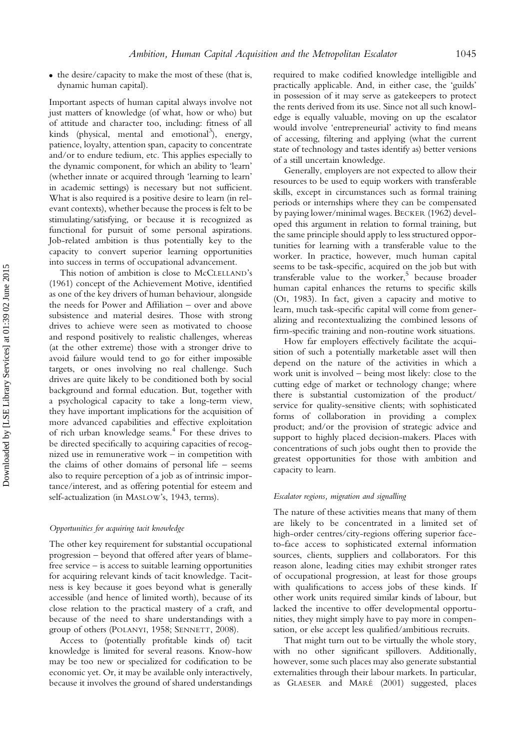- the desire/capacity to make the most of these (that is, dynamic human capital).

Important aspects of human capital always involve not just matters of knowledge (of what, how or who) but of attitude and character too, including: fitness of all kinds (physical, mental and emotional[3]), energy, patience, loyalty, attention span, capacity to concentrate and/or to endure tedium, etc. This applies especially to the dynamic component, for which an ability to 'learn' (whether innate or acquired through 'learning to learn' in academic settings) is necessary but not sufficient. What is also required is a positive desire to learn (in relevant contexts), whether because the process is felt to be stimulating/satisfying, or because it is recognized as functional for pursuit of some personal aspirations. Job-related ambition is thus potentially key to the capacity to convert superior learning opportunities into success in terms of occupational advancement.

This notion of ambition is close to McClelland's (1961) concept of the Achievement Motive, identified as one of the key drivers of human behaviour, alongside the needs for Power and Affiliation – over and above subsistence and material desires. Those with strong drives to achieve were seen as motivated to choose and respond positively to realistic challenges, whereas (at the other extreme) those with a stronger drive to avoid failure would tend to go for either impossible targets, or ones involving no real challenge. Such drives are quite likely to be conditioned both by social background and formal education. But, together with a psychological capacity to take a long-term view, they have important implications for the acquisition of more advanced capabilities and effective exploitation of rich urban knowledge seams.[4] For these drives to be directed specifically to acquiring capacities of recognized use in remunerative work – in competition with the claims of other domains of personal life – seems also to require perception of a job as of intrinsic importance/interest, and as offering potential for esteem and self-actualization (in Maslow's, 1943, terms).

*Opportunities for acquiring tacit knowledge*

The other key requirement for substantial occupational progression – beyond that offered after years of blame-free service – is access to suitable learning opportunities for acquiring relevant kinds of tacit knowledge. Tacitness is key because it goes beyond what is generally accessible (and hence of limited worth), because of its close relation to the practical mastery of a craft, and because of the need to share understandings with a group of others (Polanyi, 1958; Sennett, 2008).

Access to (potentially profitable kinds of) tacit knowledge is limited for several reasons. Know-how may be too new or specialized for codification to be economic yet. Or, it may be available only interactively, because it involves the ground of shared understandings required to make codified knowledge intelligible and practically applicable. And, in either case, the 'guilds' in possession of it may serve as gatekeepers to protect the rents derived from its use. Since not all such knowledge is equally valuable, moving on up the escalator would involve 'entrepreneurial' activity to find means of accessing, filtering and applying (what the current state of technology and tastes identify as) better versions of a still uncertain knowledge.

Generally, employers are not expected to allow their resources to be used to equip workers with transferable skills, except in circumstances such as formal training periods or internships where they can be compensated by paying lower/minimal wages. Becker (1962) developed this argument in relation to formal training, but the same principle should apply to less structured opportunities for learning with a transferable value to the worker. In practice, however, much human capital seems to be task-specific, acquired on the job but with transferable value to the worker,[5] because broader human capital enhances the returns to specific skills (Oi, 1983). In fact, given a capacity and motive to learn, much task-specific capital will come from generalizing and recontextualizing the combined lessons of firm-specific training and non-routine work situations.

How far employers effectively facilitate the acquisition of such a potentially marketable asset will then depend on the nature of the activities in which a work unit is involved – being most likely: close to the cutting edge of market or technology change; where there is substantial customization of the product/service for quality-sensitive clients; with sophisticated forms of collaboration in providing a complex product; and/or the provision of strategic advice and support to highly placed decision-makers. Places with concentrations of such jobs ought then to provide the greatest opportunities for those with ambition and capacity to learn.

*Escalator regions, migration and signalling*

The nature of these activities means that many of them are likely to be concentrated in a limited set of high-order centres/city-regions offering superior face-to-face access to sophisticated external information sources, clients, suppliers and collaborators. For this reason alone, leading cities may exhibit stronger rates of occupational progression, at least for those groups with qualifications to access jobs of these kinds. If other work units required similar kinds of labour, but lacked the incentive to offer developmental opportunities, they might simply have to pay more in compensation, or else accept less qualified/ambitious recruits.

That might turn out to be virtually the whole story, with no other significant spillovers. Additionally, however, some such places may also generate substantial externalities through their labour markets. In particular, as Glaeser and Maré (2001) suggested, places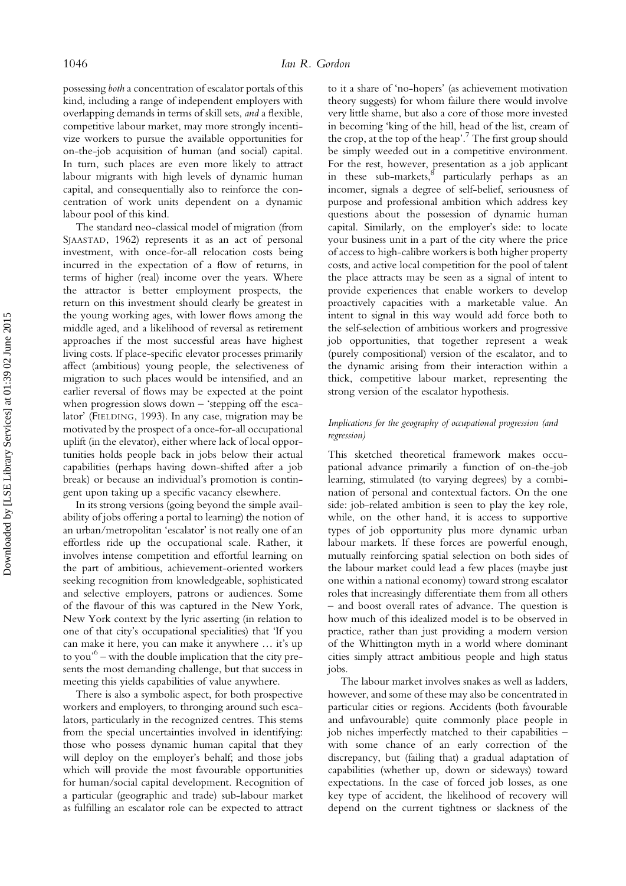possessing *both* a concentration of escalator portals of this kind, including a range of independent employers with overlapping demands in terms of skill sets, *and* a flexible, competitive labour market, may more strongly incentivize workers to pursue the available opportunities for on-the-job acquisition of human (and social) capital. In turn, such places are even more likely to attract labour migrants with high levels of dynamic human capital, and consequentially also to reinforce the concentration of work units dependent on a dynamic labour pool of this kind.

The standard neo-classical model of migration (from SJAASTAD, 1962) represents it as an act of personal investment, with once-for-all relocation costs being incurred in the expectation of a flow of returns, in terms of higher (real) income over the years. Where the attractor is better employment prospects, the return on this investment should clearly be greatest in the young working ages, with lower flows among the middle aged, and a likelihood of reversal as retirement approaches if the most successful areas have highest living costs. If place-specific elevator processes primarily affect (ambitious) young people, the selectiveness of migration to such places would be intensified, and an earlier reversal of flows may be expected at the point when progression slows down – 'stepping off the escalator' (FIELDING, 1993). In any case, migration may be motivated by the prospect of a once-for-all occupational uplift (in the elevator), either where lack of local opportunities holds people back in jobs below their actual capabilities (perhaps having down-shifted after a job break) or because an individual's promotion is contingent upon taking up a specific vacancy elsewhere.

In its strong versions (going beyond the simple availability of jobs offering a portal to learning) the notion of an urban/metropolitan 'escalator' is not really one of an effortless ride up the occupational scale. Rather, it involves intense competition and effortful learning on the part of ambitious, achievement-oriented workers seeking recognition from knowledgeable, sophisticated and selective employers, patrons or audiences. Some of the flavour of this was captured in the New York, New York context by the lyric asserting (in relation to one of that city's occupational specialities) that 'If you can make it here, you can make it anywhere … it's up to you'[6] – with the double implication that the city presents the most demanding challenge, but that success in meeting this yields capabilities of value anywhere.

There is also a symbolic aspect, for both prospective workers and employers, to thronging around such escalators, particularly in the recognized centres. This stems from the special uncertainties involved in identifying: those who possess dynamic human capital that they will deploy on the employer's behalf; and those jobs which will provide the most favourable opportunities for human/social capital development. Recognition of a particular (geographic and trade) sub-labour market as fulfilling an escalator role can be expected to attract to it a share of 'no-hopers' (as achievement motivation theory suggests) for whom failure there would involve very little shame, but also a core of those more invested in becoming 'king of the hill, head of the list, cream of the crop, at the top of the heap'.[7] The first group should be simply weeded out in a competitive environment. For the rest, however, presentation as a job applicant in these sub-markets,[8] particularly perhaps as an incomer, signals a degree of self-belief, seriousness of purpose and professional ambition which address key questions about the possession of dynamic human capital. Similarly, on the employer's side: to locate your business unit in a part of the city where the price of access to high-calibre workers is both higher property costs, and active local competition for the pool of talent the place attracts may be seen as a signal of intent to provide experiences that enable workers to develop proactively capacities with a marketable value. An intent to signal in this way would add force both to the self-selection of ambitious workers and progressive job opportunities, that together represent a weak (purely compositional) version of the escalator, and to the dynamic arising from their interaction within a thick, competitive labour market, representing the strong version of the escalator hypothesis.

#### *Implications for the geography of occupational progression (and regression)*

This sketched theoretical framework makes occupational advance primarily a function of on-the-job learning, stimulated (to varying degrees) by a combination of personal and contextual factors. On the one side: job-related ambition is seen to play the key role, while, on the other hand, it is access to supportive types of job opportunity plus more dynamic urban labour markets. If these forces are powerful enough, mutually reinforcing spatial selection on both sides of the labour market could lead a few places (maybe just one within a national economy) toward strong escalator roles that increasingly differentiate them from all others – and boost overall rates of advance. The question is how much of this idealized model is to be observed in practice, rather than just providing a modern version of the Whittington myth in a world where dominant cities simply attract ambitious people and high status jobs.

The labour market involves snakes as well as ladders, however, and some of these may also be concentrated in particular cities or regions. Accidents (both favourable and unfavourable) quite commonly place people in job niches imperfectly matched to their capabilities – with some chance of an early correction of the discrepancy, but (failing that) a gradual adaptation of capabilities (whether up, down or sideways) toward expectations. In the case of forced job losses, as one key type of accident, the likelihood of recovery will depend on the current tightness or slackness of the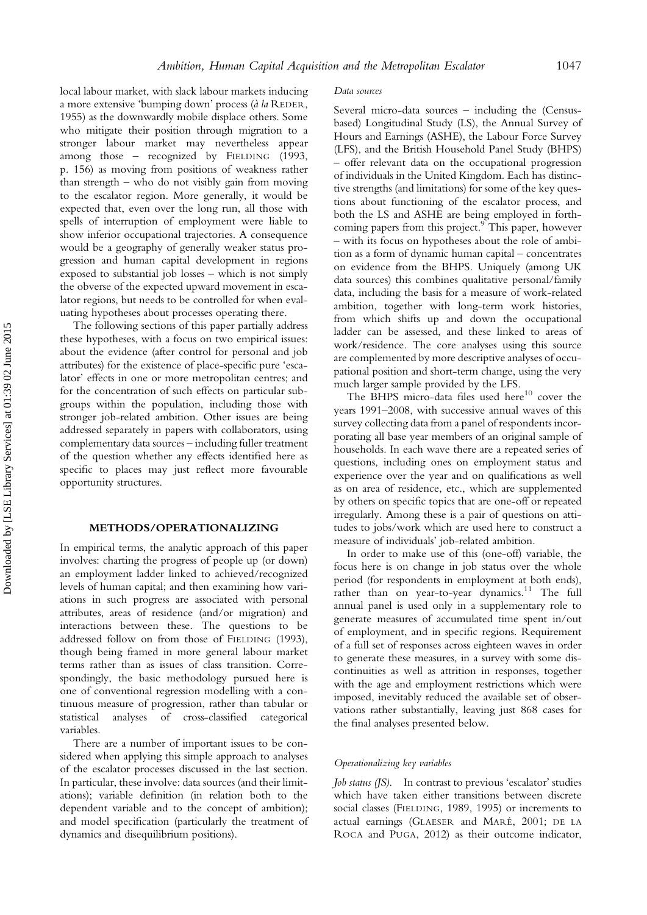local labour market, with slack labour markets inducing a more extensive 'bumping down' process (*à la* REDER, 1955) as the downwardly mobile displace others. Some who mitigate their position through migration to a stronger labour market may nevertheless appear among those – recognized by FIELDING (1993, p. 156) as moving from positions of weakness rather than strength – who do not visibly gain from moving to the escalator region. More generally, it would be expected that, even over the long run, all those with spells of interruption of employment were liable to show inferior occupational trajectories. A consequence would be a geography of generally weaker status progression and human capital development in regions exposed to substantial job losses – which is not simply the obverse of the expected upward movement in escalator regions, but needs to be controlled for when evaluating hypotheses about processes operating there.

The following sections of this paper partially address these hypotheses, with a focus on two empirical issues: about the evidence (after control for personal and job attributes) for the existence of place-specific pure 'escalator' effects in one or more metropolitan centres; and for the concentration of such effects on particular subgroups within the population, including those with stronger job-related ambition. Other issues are being addressed separately in papers with collaborators, using complementary data sources – including fuller treatment of the question whether any effects identified here as specific to places may just reflect more favourable opportunity structures.

## METHODS/OPERATIONALIZING

In empirical terms, the analytic approach of this paper involves: charting the progress of people up (or down) an employment ladder linked to achieved/recognized levels of human capital; and then examining how variations in such progress are associated with personal attributes, areas of residence (and/or migration) and interactions between these. The questions to be addressed follow on from those of FIELDING (1993), though being framed in more general labour market terms rather than as issues of class transition. Correspondingly, the basic methodology pursued here is one of conventional regression modelling with a continuous measure of progression, rather than tabular or statistical analyses of cross-classified categorical variables.

There are a number of important issues to be considered when applying this simple approach to analyses of the escalator processes discussed in the last section. In particular, these involve: data sources (and their limitations); variable definition (in relation both to the dependent variable and to the concept of ambition); and model specification (particularly the treatment of dynamics and disequilibrium positions).

### *Data sources*

Several micro-data sources – including the (Census-based) Longitudinal Study (LS), the Annual Survey of Hours and Earnings (ASHE), the Labour Force Survey (LFS), and the British Household Panel Study (BHPS) – offer relevant data on the occupational progression of individuals in the United Kingdom. Each has distinctive strengths (and limitations) for some of the key questions about functioning of the escalator process, and both the LS and ASHE are being employed in forthcoming papers from this project.[9] This paper, however – with its focus on hypotheses about the role of ambition as a form of dynamic human capital – concentrates on evidence from the BHPS. Uniquely (among UK data sources) this combines qualitative personal/family data, including the basis for a measure of work-related ambition, together with long-term work histories, from which shifts up and down the occupational ladder can be assessed, and these linked to areas of work/residence. The core analyses using this source are complemented by more descriptive analyses of occupational position and short-term change, using the very much larger sample provided by the LFS.

The BHPS micro-data files used here[10] cover the years 1991–2008, with successive annual waves of this survey collecting data from a panel of respondents incorporating all base year members of an original sample of households. In each wave there are a repeated series of questions, including ones on employment status and experience over the year and on qualifications as well as on area of residence, etc., which are supplemented by others on specific topics that are one-off or repeated irregularly. Among these is a pair of questions on attitudes to jobs/work which are used here to construct a measure of individuals' job-related ambition.

In order to make use of this (one-off) variable, the focus here is on change in job status over the whole period (for respondents in employment at both ends), rather than on year-to-year dynamics.[11] The full annual panel is used only in a supplementary role to generate measures of accumulated time spent in/out of employment, and in specific regions. Requirement of a full set of responses across eighteen waves in order to generate these measures, in a survey with some discontinuities as well as attrition in responses, together with the age and employment restrictions which were imposed, inevitably reduced the available set of observations rather substantially, leaving just 868 cases for the final analyses presented below.

### *Operationalizing key variables*

*Job status (JS).* In contrast to previous 'escalator' studies which have taken either transitions between discrete social classes (FIELDING, 1989, 1995) or increments to actual earnings (GLAESER and MARÉ, 2001; DE LA ROCA and PUGA, 2012) as their outcome indicator,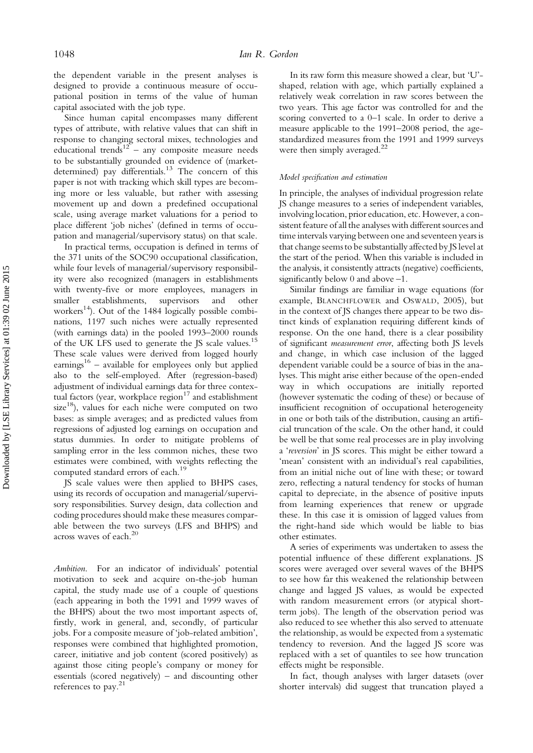the dependent variable in the present analyses is designed to provide a continuous measure of occupational position in terms of the value of human capital associated with the job type.

Since human capital encompasses many different types of attribute, with relative values that can shift in response to changing sectoral mixes, technologies and educational trends[12] – any composite measure needs to be substantially grounded on evidence of (market-determined) pay differentials.[13] The concern of this paper is not with tracking which skill types are becoming more or less valuable, but rather with assessing movement up and down a predefined occupational scale, using average market valuations for a period to place different 'job niches' (defined in terms of occupation and managerial/supervisory status) on that scale.

In practical terms, occupation is defined in terms of the 371 units of the SOC90 occupational classification, while four levels of managerial/supervisory responsibility were also recognized (managers in establishments with twenty-five or more employees, managers in smaller establishments, supervisors and other workers[14]). Out of the 1484 logically possible combinations, 1197 such niches were actually represented (with earnings data) in the pooled 1993–2000 rounds of the UK LFS used to generate the JS scale values.[15] These scale values were derived from logged hourly earnings[16] – available for employees only but applied also to the self-employed. After (regression-based) adjustment of individual earnings data for three contextual factors (year, workplace region[17] and establishment size[18]), values for each niche were computed on two bases: as simple averages; and as predicted values from regressions of adjusted log earnings on occupation and status dummies. In order to mitigate problems of sampling error in the less common niches, these two estimates were combined, with weights reflecting the computed standard errors of each.[19]

JS scale values were then applied to BHPS cases, using its records of occupation and managerial/supervisory responsibilities. Survey design, data collection and coding procedures should make these measures comparable between the two surveys (LFS and BHPS) and across waves of each.[20]

*Ambition.* For an indicator of individuals' potential motivation to seek and acquire on-the-job human capital, the study made use of a couple of questions (each appearing in both the 1991 and 1999 waves of the BHPS) about the two most important aspects of, firstly, work in general, and, secondly, of particular jobs. For a composite measure of 'job-related ambition', responses were combined that highlighted promotion, career, initiative and job content (scored positively) as against those citing people's company or money for essentials (scored negatively) – and discounting other references to pay.[21]

In its raw form this measure showed a clear, but 'U'-shaped, relation with age, which partially explained a relatively weak correlation in raw scores between the two years. This age factor was controlled for and the scoring converted to a 0–1 scale. In order to derive a measure applicable to the 1991–2008 period, the age-standardized measures from the 1991 and 1999 surveys were then simply averaged.[22]

#### *Model specification and estimation*

In principle, the analyses of individual progression relate JS change measures to a series of independent variables, involving location, prior education, etc. However, a consistent feature of all the analyses with different sources and time intervals varying between one and seventeen years is that change seems to be substantially affected by JS level at the start of the period. When this variable is included in the analysis, it consistently attracts (negative) coefficients, significantly below 0 and above –1.

Similar findings are familiar in wage equations (for example, BLANCHFLOWER and OSWALD, 2005), but in the context of JS changes there appear to be two distinct kinds of explanation requiring different kinds of response. On the one hand, there is a clear possibility of significant *measurement error*, affecting both JS levels and change, in which case inclusion of the lagged dependent variable could be a source of bias in the analyses. This might arise either because of the open-ended way in which occupations are initially reported (however systematic the coding of these) or because of insufficient recognition of occupational heterogeneity in one or both tails of the distribution, causing an artificial truncation of the scale. On the other hand, it could be well be that some real processes are in play involving a '*reversion*' in JS scores. This might be either toward a 'mean' consistent with an individual's real capabilities, from an initial niche out of line with these; or toward zero, reflecting a natural tendency for stocks of human capital to depreciate, in the absence of positive inputs from learning experiences that renew or upgrade these. In this case it is omission of lagged values from the right-hand side which would be liable to bias other estimates.

A series of experiments was undertaken to assess the potential influence of these different explanations. JS scores were averaged over several waves of the BHPS to see how far this weakened the relationship between change and lagged JS values, as would be expected with random measurement errors (or atypical short-term jobs). The length of the observation period was also reduced to see whether this also served to attenuate the relationship, as would be expected from a systematic tendency to reversion. And the lagged JS score was replaced with a set of quantiles to see how truncation effects might be responsible.

In fact, though analyses with larger datasets (over shorter intervals) did suggest that truncation played a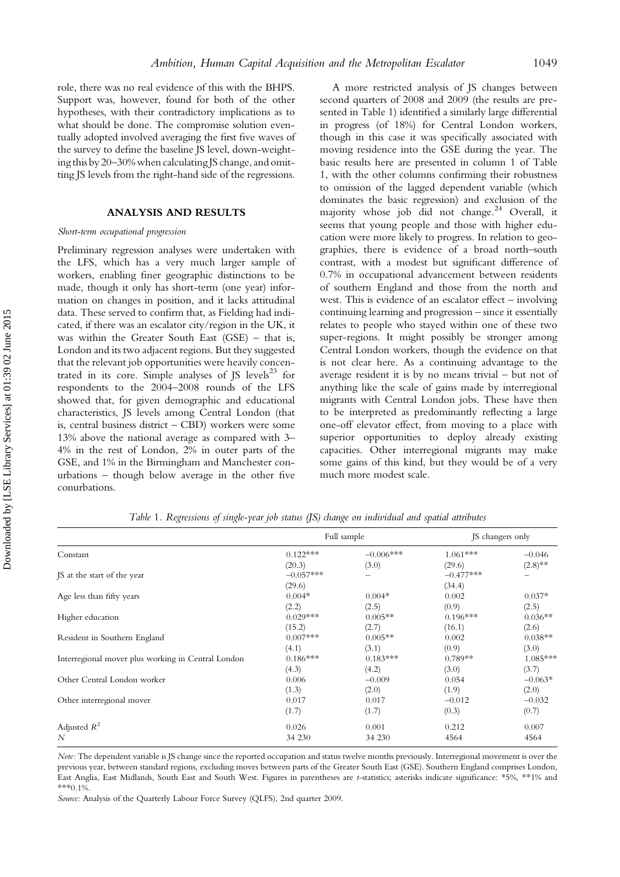role, there was no real evidence of this with the BHPS. Support was, however, found for both of the other hypotheses, with their contradictory implications as to what should be done. The compromise solution eventually adopted involved averaging the first five waves of the survey to define the baseline JS level, down-weighting this by 20–30% when calculating JS change, and omitting JS levels from the right-hand side of the regressions.

## ANALYSIS AND RESULTS

### *Short-term occupational progression*

Preliminary regression analyses were undertaken with the LFS, which has a very much larger sample of workers, enabling finer geographic distinctions to be made, though it only has short-term (one year) information on changes in position, and it lacks attitudinal data. These served to confirm that, as Fielding had indicated, if there was an escalator city/region in the UK, it was within the Greater South East (GSE) – that is, London and its two adjacent regions. But they suggested that the relevant job opportunities were heavily concentrated in its core. Simple analyses of JS levels[23] for respondents to the 2004–2008 rounds of the LFS showed that, for given demographic and educational characteristics, JS levels among Central London (that is, central business district – CBD) workers were some 13% above the national average as compared with 3–4% in the rest of London, 2% in outer parts of the GSE, and 1% in the Birmingham and Manchester conurbations – though below average in the other five conurbations.

A more restricted analysis of JS changes between second quarters of 2008 and 2009 (the results are presented in Table 1) identified a similarly large differential in progress (of 18%) for Central London workers, though in this case it was specifically associated with moving residence into the GSE during the year. The basic results here are presented in column 1 of Table 1, with the other columns confirming their robustness to omission of the lagged dependent variable (which dominates the basic regression) and exclusion of the majority whose job did not change.[24] Overall, it seems that young people and those with higher education were more likely to progress. In relation to geographies, there is evidence of a broad north–south contrast, with a modest but significant difference of 0.7% in occupational advancement between residents of southern England and those from the north and west. This is evidence of an escalator effect – involving continuing learning and progression – since it essentially relates to people who stayed within one of these two super-regions. It might possibly be stronger among Central London workers, though the evidence on that is not clear here. As a continuing advantage to the average resident it is by no means trivial – but not of anything like the scale of gains made by interregional migrants with Central London jobs. These have then to be interpreted as predominantly reflecting a large one-off elevator effect, from moving to a place with superior opportunities to deploy already existing capacities. Other interregional migrants may make some gains of this kind, but they would be of a very much more modest scale.

*Table 1. Regressions of single-year job status (JS) change on individual and spatial attributes*

| | Full sample | | JS changers only | |
|---|---|---|---|---|
| Constant | 0.122*** | −0.006*** | 1.061*** | −0.046 |
| | (20.3) | (3.0) | (29.6) | (2.8)** |
| JS at the start of the year | −0.057*** | – | −0.477*** | – |
| | (29.6) | | (34.4) | |
| Age less than fifty years | 0.004* | 0.004* | 0.002 | 0.037* |
| | (2.2) | (2.5) | (0.9) | (2.5) |
| Higher education | 0.029*** | 0.005** | 0.196*** | 0.036** |
| | (15.2) | (2.7) | (16.1) | (2.6) |
| Resident in Southern England | 0.007*** | 0.005** | 0.002 | 0.038** |
| | (4.1) | (3.1) | (0.9) | (3.0) |
| Interregional mover plus working in Central London | 0.186*** | 0.183*** | 0.789** | 1.085*** |
| | (4.3) | (4.2) | (3.0) | (3.7) |
| Other Central London worker | 0.006 | −0.009 | 0.054 | −0.063* |
| | (1.3) | (2.0) | (1.9) | (2.0) |
| Other interregional mover | 0.017 | 0.017 | −0.012 | −0.032 |
| | (1.7) | (1.7) | (0.3) | (0.7) |
| Adjusted $R^2$ | 0.026 | 0.001 | 0.212 | 0.007 |
| $N$ | 34 230 | 34 230 | 4564 | 4564 |

*Note:* The dependent variable is JS change since the reported occupation and status twelve months previously. Interregional movement is over the previous year, between standard regions, excluding moves between parts of the Greater South East (GSE). Southern England comprises London, East Anglia, East Midlands, South East and South West. Figures in parentheses are *t*-statistics; asterisks indicate significance: *5%, **1% and ***0.1%.

*Source:* Analysis of the Quarterly Labour Force Survey (QLFS), 2nd quarter 2009.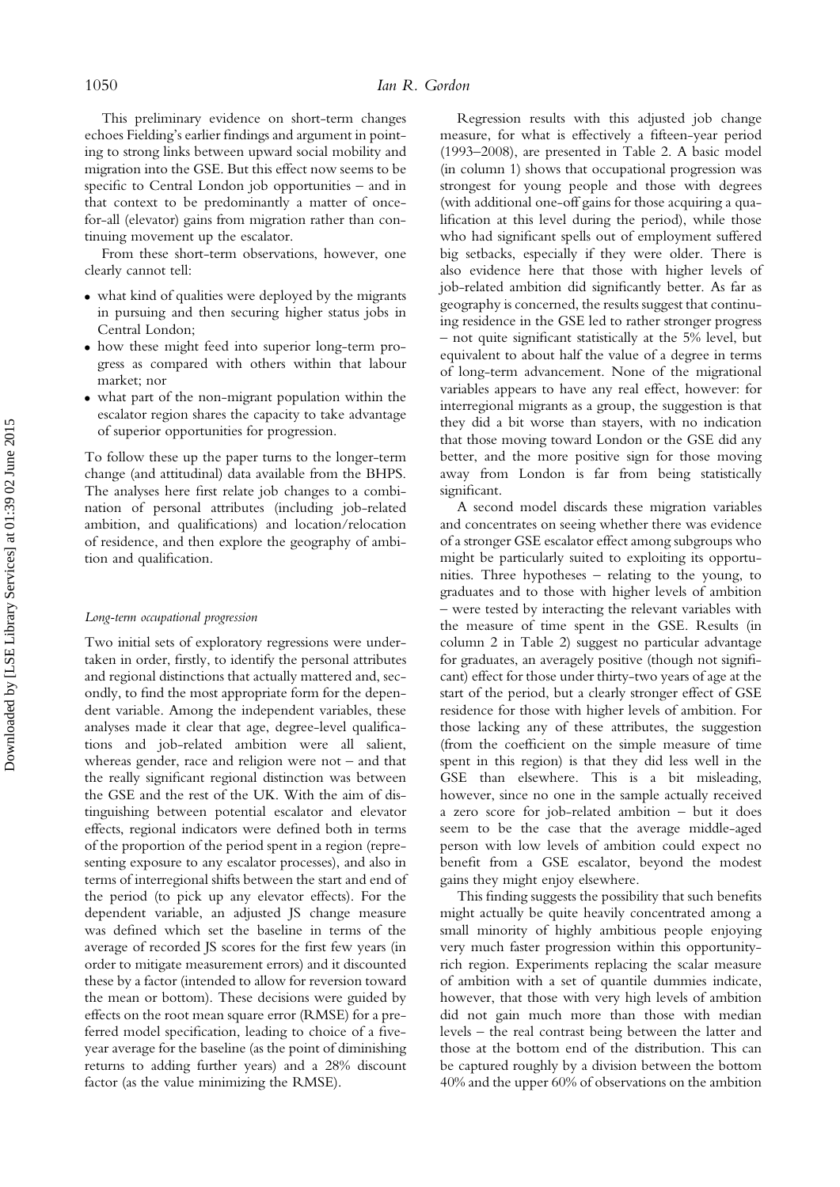This preliminary evidence on short-term changes echoes Fielding's earlier findings and argument in pointing to strong links between upward social mobility and migration into the GSE. But this effect now seems to be specific to Central London job opportunities – and in that context to be predominantly a matter of once-for-all (elevator) gains from migration rather than continuing movement up the escalator.

From these short-term observations, however, one clearly cannot tell:

- what kind of qualities were deployed by the migrants in pursuing and then securing higher status jobs in Central London;
- how these might feed into superior long-term progress as compared with others within that labour market; nor
- what part of the non-migrant population within the escalator region shares the capacity to take advantage of superior opportunities for progression.

To follow these up the paper turns to the longer-term change (and attitudinal) data available from the BHPS. The analyses here first relate job changes to a combination of personal attributes (including job-related ambition, and qualifications) and location/relocation of residence, and then explore the geography of ambition and qualification.

### *Long-term occupational progression*

Two initial sets of exploratory regressions were undertaken in order, firstly, to identify the personal attributes and regional distinctions that actually mattered and, secondly, to find the most appropriate form for the dependent variable. Among the independent variables, these analyses made it clear that age, degree-level qualifications and job-related ambition were all salient, whereas gender, race and religion were not – and that the really significant regional distinction was between the GSE and the rest of the UK. With the aim of distinguishing between potential escalator and elevator effects, regional indicators were defined both in terms of the proportion of the period spent in a region (representing exposure to any escalator processes), and also in terms of interregional shifts between the start and end of the period (to pick up any elevator effects). For the dependent variable, an adjusted JS change measure was defined which set the baseline in terms of the average of recorded JS scores for the first few years (in order to mitigate measurement errors) and it discounted these by a factor (intended to allow for reversion toward the mean or bottom). These decisions were guided by effects on the root mean square error (RMSE) for a preferred model specification, leading to choice of a five-year average for the baseline (as the point of diminishing returns to adding further years) and a 28% discount factor (as the value minimizing the RMSE).

Regression results with this adjusted job change measure, for what is effectively a fifteen-year period (1993–2008), are presented in Table 2. A basic model (in column 1) shows that occupational progression was strongest for young people and those with degrees (with additional one-off gains for those acquiring a qualification at this level during the period), while those who had significant spells out of employment suffered big setbacks, especially if they were older. There is also evidence here that those with higher levels of job-related ambition did significantly better. As far as geography is concerned, the results suggest that continuing residence in the GSE led to rather stronger progress – not quite significant statistically at the 5% level, but equivalent to about half the value of a degree in terms of long-term advancement. None of the migrational variables appears to have any real effect, however: for interregional migrants as a group, the suggestion is that they did a bit worse than stayers, with no indication that those moving toward London or the GSE did any better, and the more positive sign for those moving away from London is far from being statistically significant.

A second model discards these migration variables and concentrates on seeing whether there was evidence of a stronger GSE escalator effect among subgroups who might be particularly suited to exploiting its opportunities. Three hypotheses – relating to the young, to graduates and to those with higher levels of ambition – were tested by interacting the relevant variables with the measure of time spent in the GSE. Results (in column 2 in Table 2) suggest no particular advantage for graduates, an averagely positive (though not significant) effect for those under thirty-two years of age at the start of the period, but a clearly stronger effect of GSE residence for those with higher levels of ambition. For those lacking any of these attributes, the suggestion (from the coefficient on the simple measure of time spent in this region) is that they did less well in the GSE than elsewhere. This is a bit misleading, however, since no one in the sample actually received a zero score for job-related ambition – but it does seem to be the case that the average middle-aged person with low levels of ambition could expect no benefit from a GSE escalator, beyond the modest gains they might enjoy elsewhere.

This finding suggests the possibility that such benefits might actually be quite heavily concentrated among a small minority of highly ambitious people enjoying very much faster progression within this opportunity-rich region. Experiments replacing the scalar measure of ambition with a set of quantile dummies indicate, however, that those with very high levels of ambition did not gain much more than those with median levels – the real contrast being between the latter and those at the bottom end of the distribution. This can be captured roughly by a division between the bottom 40% and the upper 60% of observations on the ambition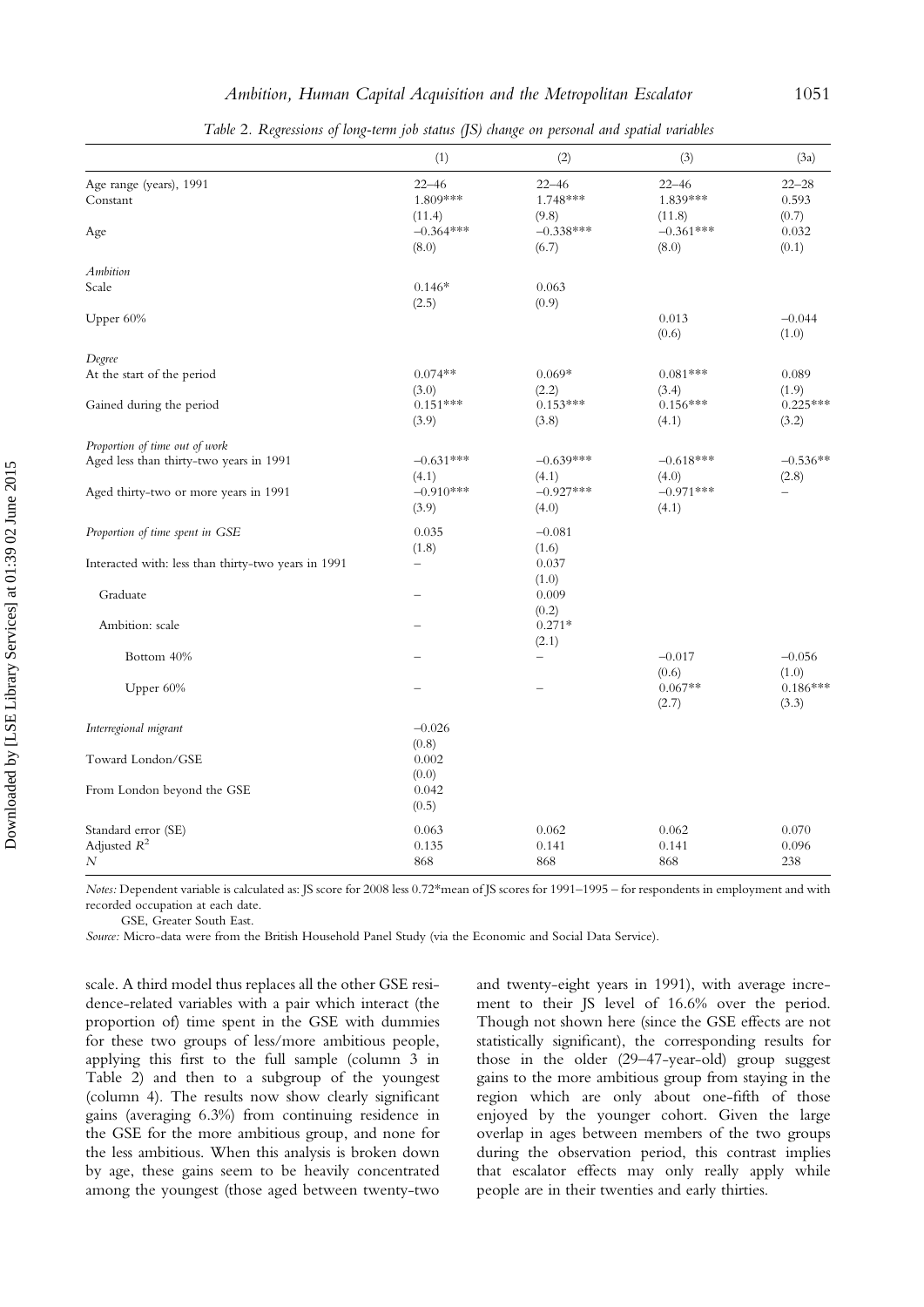Table 2. Regressions of long-term job status (JS) change on personal and spatial variables

| | (1) | (2) | (3) | (3a) |
|---|---|---|---|---|
| Age range (years), 1991 | 22–46 | 22–46 | 22–46 | 22–28 |
| Constant | 1.809*** | 1.748*** | 1.839*** | 0.593 |
| | (11.4) | (9.8) | (11.8) | (0.7) |
| Age | −0.364*** | −0.338*** | −0.361*** | 0.032 |
| | (8.0) | (6.7) | (8.0) | (0.1) |
| *Ambition* | | | | |
| Scale | 0.146* | 0.063 | | |
| | (2.5) | (0.9) | | |
| Upper 60% | | | 0.013 | −0.044 |
| | | | (0.6) | (1.0) |
| *Degree* | | | | |
| At the start of the period | 0.074** | 0.069* | 0.081*** | 0.089 |
| | (3.0) | (2.2) | (3.4) | (1.9) |
| Gained during the period | 0.151*** | 0.153*** | 0.156*** | 0.225*** |
| | (3.9) | (3.8) | (4.1) | (3.2) |
| *Proportion of time out of work* | | | | |
| Aged less than thirty-two years in 1991 | −0.631*** | −0.639*** | −0.618*** | −0.536** |
| | (4.1) | (4.1) | (4.0) | (2.8) |
| Aged thirty-two or more years in 1991 | −0.910*** | −0.927*** | −0.971*** | – |
| | (3.9) | (4.0) | (4.1) | |
| *Proportion of time spent in GSE* | 0.035 | −0.081 | | |
| | (1.8) | (1.6) | | |
| Interacted with: less than thirty-two years in 1991 | – | 0.037 | | |
| | | (1.0) | | |
| Graduate | – | 0.009 | | |
| | | (0.2) | | |
| Ambition: scale | – | 0.271* | | |
| | | (2.1) | | |
| Bottom 40% | – | – | −0.017 | −0.056 |
| | | | (0.6) | (1.0) |
| Upper 60% | – | – | 0.067** | 0.186*** |
| | | | (2.7) | (3.3) |
| *Interregional migrant* | −0.026 | | | |
| | (0.8) | | | |
| Toward London/GSE | 0.002 | | | |
| | (0.0) | | | |
| From London beyond the GSE | 0.042 | | | |
| | (0.5) | | | |
| Standard error (SE) | 0.063 | 0.062 | 0.062 | 0.070 |
| Adjusted $R^2$ | 0.135 | 0.141 | 0.141 | 0.096 |
| $N$ | 868 | 868 | 868 | 238 |

*Notes:* Dependent variable is calculated as: JS score for 2008 less 0.72*mean of JS scores for 1991–1995 – for respondents in employment and with recorded occupation at each date.

GSE, Greater South East.

*Source:* Micro-data were from the British Household Panel Study (via the Economic and Social Data Service).

scale. A third model thus replaces all the other GSE residence-related variables with a pair which interact (the proportion of) time spent in the GSE with dummies for these two groups of less/more ambitious people, applying this first to the full sample (column 3 in Table 2) and then to a subgroup of the youngest (column 4). The results now show clearly significant gains (averaging 6.3%) from continuing residence in the GSE for the more ambitious group, and none for the less ambitious. When this analysis is broken down by age, these gains seem to be heavily concentrated among the youngest (those aged between twenty-two and twenty-eight years in 1991), with average increment to their JS level of 16.6% over the period. Though not shown here (since the GSE effects are not statistically significant), the corresponding results for those in the older (29–47-year-old) group suggest gains to the more ambitious group from staying in the region which are only about one-fifth of those enjoyed by the younger cohort. Given the large overlap in ages between members of the two groups during the observation period, this contrast implies that escalator effects may only really apply while people are in their twenties and early thirties.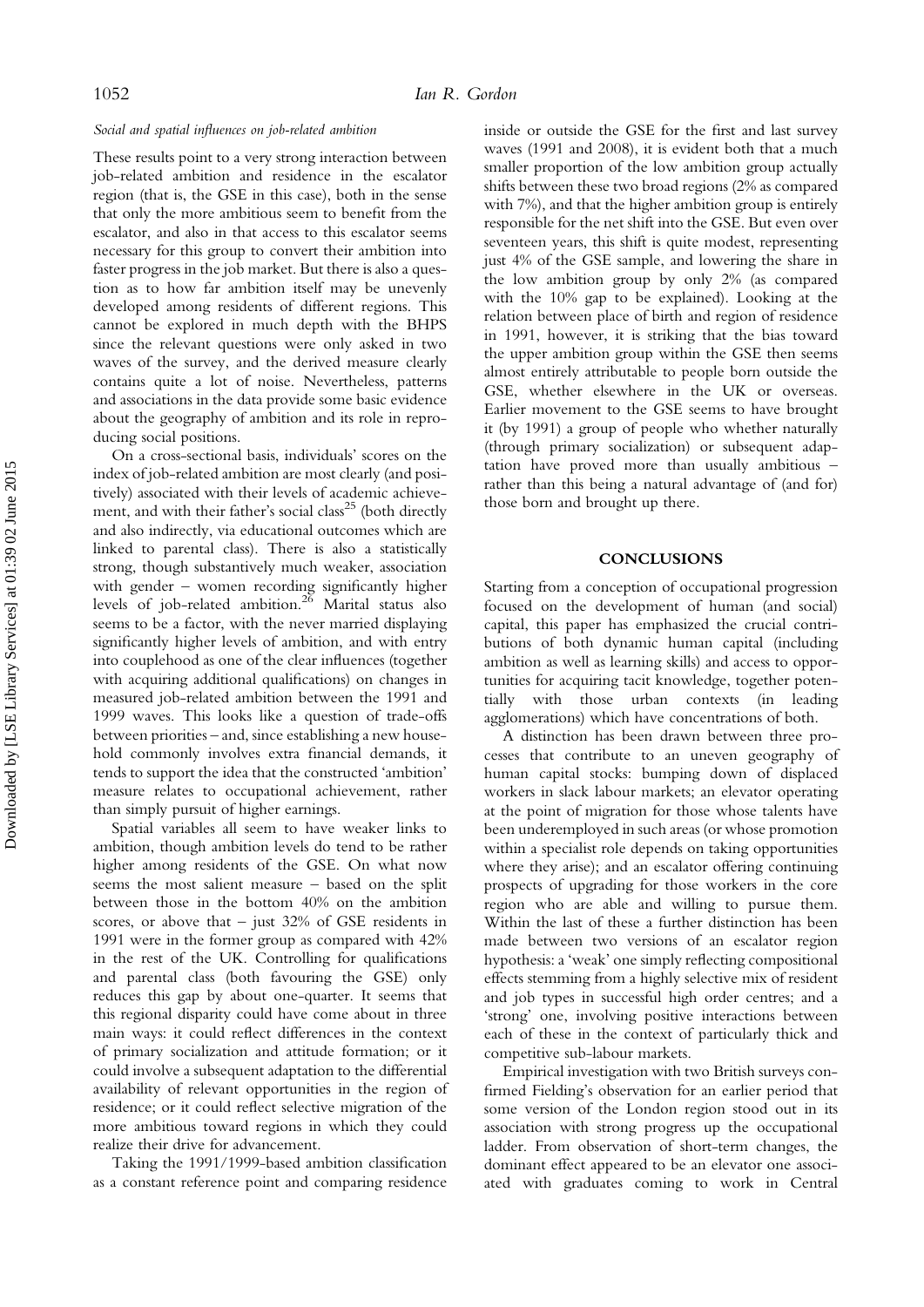*Social and spatial influences on job-related ambition*

These results point to a very strong interaction between job-related ambition and residence in the escalator region (that is, the GSE in this case), both in the sense that only the more ambitious seem to benefit from the escalator, and also in that access to this escalator seems necessary for this group to convert their ambition into faster progress in the job market. But there is also a question as to how far ambition itself may be unevenly developed among residents of different regions. This cannot be explored in much depth with the BHPS since the relevant questions were only asked in two waves of the survey, and the derived measure clearly contains quite a lot of noise. Nevertheless, patterns and associations in the data provide some basic evidence about the geography of ambition and its role in reproducing social positions.

On a cross-sectional basis, individuals' scores on the index of job-related ambition are most clearly (and positively) associated with their levels of academic achievement, and with their father's social class[25] (both directly and also indirectly, via educational outcomes which are linked to parental class). There is also a statistically strong, though substantively much weaker, association with gender – women recording significantly higher levels of job-related ambition.[26] Marital status also seems to be a factor, with the never married displaying significantly higher levels of ambition, and with entry into couplehood as one of the clear influences (together with acquiring additional qualifications) on changes in measured job-related ambition between the 1991 and 1999 waves. This looks like a question of trade-offs between priorities – and, since establishing a new household commonly involves extra financial demands, it tends to support the idea that the constructed 'ambition' measure relates to occupational achievement, rather than simply pursuit of higher earnings.

Spatial variables all seem to have weaker links to ambition, though ambition levels do tend to be rather higher among residents of the GSE. On what now seems the most salient measure – based on the split between those in the bottom 40% on the ambition scores, or above that – just 32% of GSE residents in 1991 were in the former group as compared with 42% in the rest of the UK. Controlling for qualifications and parental class (both favouring the GSE) only reduces this gap by about one-quarter. It seems that this regional disparity could have come about in three main ways: it could reflect differences in the context of primary socialization and attitude formation; or it could involve a subsequent adaptation to the differential availability of relevant opportunities in the region of residence; or it could reflect selective migration of the more ambitious toward regions in which they could realize their drive for advancement.

Taking the 1991/1999-based ambition classification as a constant reference point and comparing residence inside or outside the GSE for the first and last survey waves (1991 and 2008), it is evident both that a much smaller proportion of the low ambition group actually shifts between these two broad regions (2% as compared with 7%), and that the higher ambition group is entirely responsible for the net shift into the GSE. But even over seventeen years, this shift is quite modest, representing just 4% of the GSE sample, and lowering the share in the low ambition group by only 2% (as compared with the 10% gap to be explained). Looking at the relation between place of birth and region of residence in 1991, however, it is striking that the bias toward the upper ambition group within the GSE then seems almost entirely attributable to people born outside the GSE, whether elsewhere in the UK or overseas. Earlier movement to the GSE seems to have brought it (by 1991) a group of people who whether naturally (through primary socialization) or subsequent adaptation have proved more than usually ambitious – rather than this being a natural advantage of (and for) those born and brought up there.

## CONCLUSIONS

Starting from a conception of occupational progression focused on the development of human (and social) capital, this paper has emphasized the crucial contributions of both dynamic human capital (including ambition as well as learning skills) and access to opportunities for acquiring tacit knowledge, together potentially with those urban contexts (in leading agglomerations) which have concentrations of both.

A distinction has been drawn between three processes that contribute to an uneven geography of human capital stocks: bumping down of displaced workers in slack labour markets; an elevator operating at the point of migration for those whose talents have been underemployed in such areas (or whose promotion within a specialist role depends on taking opportunities where they arise); and an escalator offering continuing prospects of upgrading for those workers in the core region who are able and willing to pursue them. Within the last of these a further distinction has been made between two versions of an escalator region hypothesis: a 'weak' one simply reflecting compositional effects stemming from a highly selective mix of resident and job types in successful high order centres; and a 'strong' one, involving positive interactions between each of these in the context of particularly thick and competitive sub-labour markets.

Empirical investigation with two British surveys confirmed Fielding's observation for an earlier period that some version of the London region stood out in its association with strong progress up the occupational ladder. From observation of short-term changes, the dominant effect appeared to be an elevator one associated with graduates coming to work in Central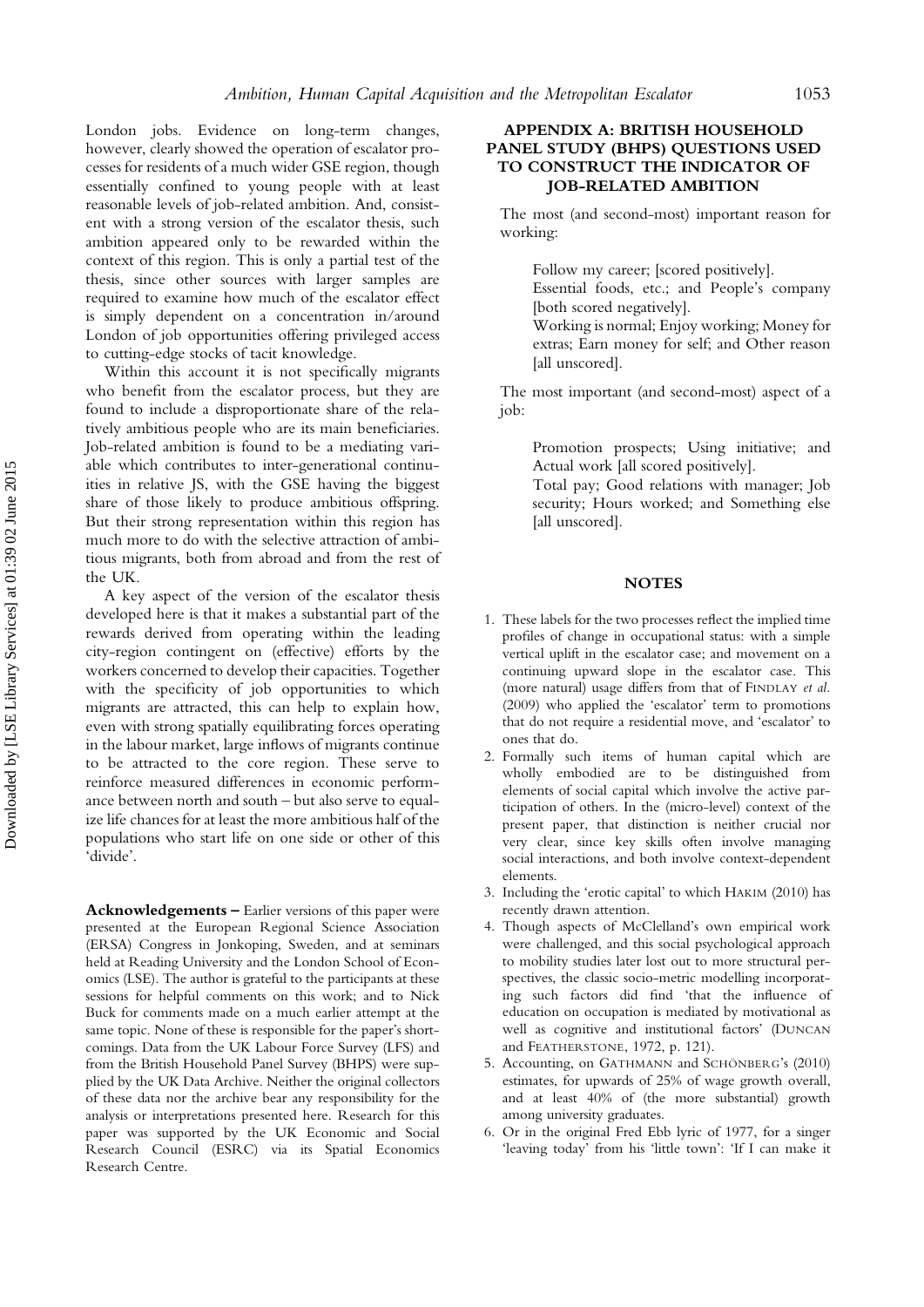London jobs. Evidence on long-term changes, however, clearly showed the operation of escalator processes for residents of a much wider GSE region, though essentially confined to young people with at least reasonable levels of job-related ambition. And, consistent with a strong version of the escalator thesis, such ambition appeared only to be rewarded within the context of this region. This is only a partial test of the thesis, since other sources with larger samples are required to examine how much of the escalator effect is simply dependent on a concentration in/around London of job opportunities offering privileged access to cutting-edge stocks of tacit knowledge.

Within this account it is not specifically migrants who benefit from the escalator process, but they are found to include a disproportionate share of the relatively ambitious people who are its main beneficiaries. Job-related ambition is found to be a mediating variable which contributes to inter-generational continuities in relative JS, with the GSE having the biggest share of those likely to produce ambitious offspring. But their strong representation within this region has much more to do with the selective attraction of ambitious migrants, both from abroad and from the rest of the UK.

A key aspect of the version of the escalator thesis developed here is that it makes a substantial part of the rewards derived from operating within the leading city-region contingent on (effective) efforts by the workers concerned to develop their capacities. Together with the specificity of job opportunities to which migrants are attracted, this can help to explain how, even with strong spatially equilibrating forces operating in the labour market, large inflows of migrants continue to be attracted to the core region. These serve to reinforce measured differences in economic performance between north and south – but also serve to equalize life chances for at least the more ambitious half of the populations who start life on one side or other of this 'divide'.

**Acknowledgements** – Earlier versions of this paper were presented at the European Regional Science Association (ERSA) Congress in Jonkoping, Sweden, and at seminars held at Reading University and the London School of Economics (LSE). The author is grateful to the participants at these sessions for helpful comments on this work; and to Nick Buck for comments made on a much earlier attempt at the same topic. None of these is responsible for the paper's shortcomings. Data from the UK Labour Force Survey (LFS) and from the British Household Panel Survey (BHPS) were supplied by the UK Data Archive. Neither the original collectors of these data nor the archive bear any responsibility for the analysis or interpretations presented here. Research for this paper was supported by the UK Economic and Social Research Council (ESRC) via its Spatial Economics Research Centre.

## APPENDIX A: BRITISH HOUSEHOLD PANEL STUDY (BHPS) QUESTIONS USED TO CONSTRUCT THE INDICATOR OF JOB-RELATED AMBITION

The most (and second-most) important reason for working:

> Follow my career; [scored positively].
> Essential foods, etc.; and People's company [both scored negatively].
> Working is normal; Enjoy working; Money for extras; Earn money for self; and Other reason [all unscored].

The most important (and second-most) aspect of a job:

> Promotion prospects; Using initiative; and Actual work [all scored positively].
> Total pay; Good relations with manager; Job security; Hours worked; and Something else [all unscored].

## NOTES

1. These labels for the two processes reflect the implied time profiles of change in occupational status: with a simple vertical uplift in the escalator case; and movement on a continuing upward slope in the escalator case. This (more natural) usage differs from that of FINDLAY *et al.* (2009) who applied the 'escalator' term to promotions that do not require a residential move, and 'escalator' to ones that do.
2. Formally such items of human capital which are wholly embodied are to be distinguished from elements of social capital which involve the active participation of others. In the (micro-level) context of the present paper, that distinction is neither crucial nor very clear, since key skills often involve managing social interactions, and both involve context-dependent elements.
3. Including the 'erotic capital' to which HAKIM (2010) has recently drawn attention.
4. Though aspects of McClelland's own empirical work were challenged, and this social psychological approach to mobility studies later lost out to more structural perspectives, the classic socio-metric modelling incorporating such factors did find 'that the influence of education on occupation is mediated by motivational as well as cognitive and institutional factors' (DUNCAN and FEATHERSTONE, 1972, p. 121).
5. Accounting, on GATHMANN and SCHÖNBERG's (2010) estimates, for upwards of 25% of wage growth overall, and at least 40% of (the more substantial) growth among university graduates.
6. Or in the original Fred Ebb lyric of 1977, for a singer 'leaving today' from his 'little town': 'If I can make it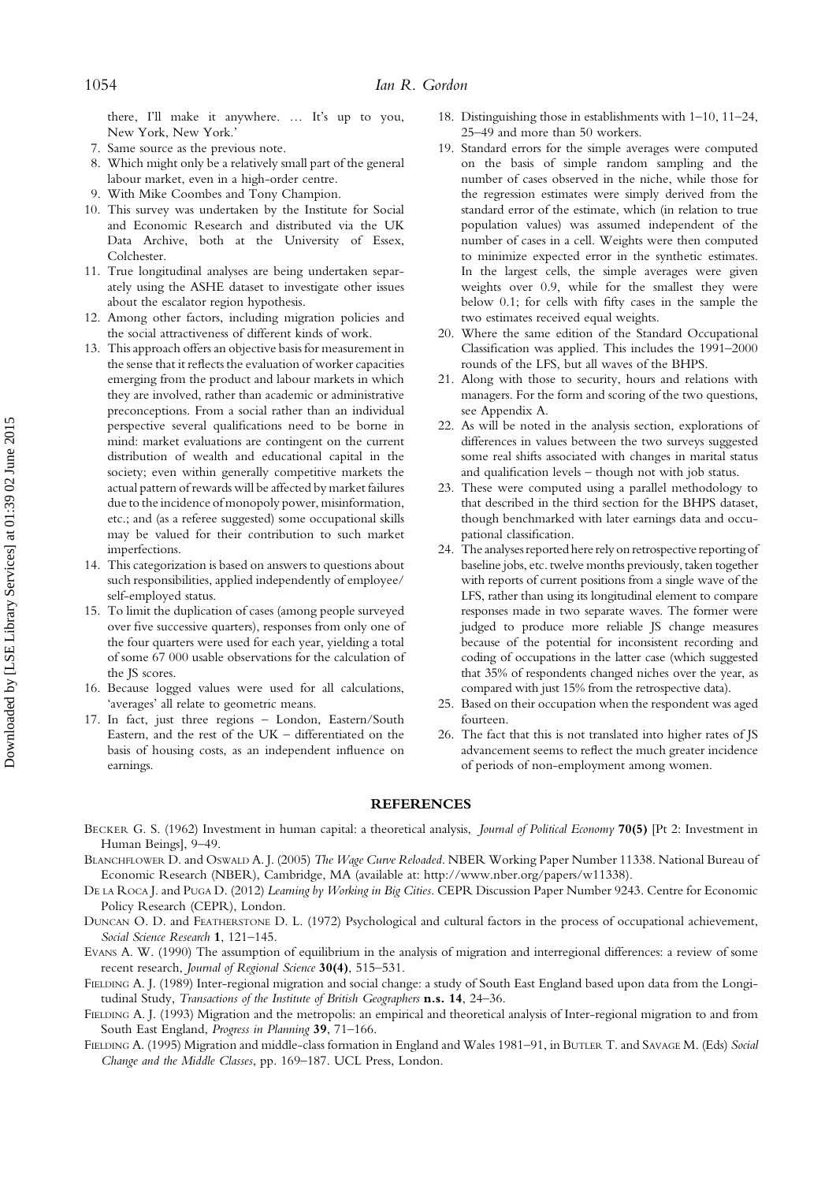there, I'll make it anywhere. … It's up to you, New York, New York.'

7. Same source as the previous note.
8. Which might only be a relatively small part of the general labour market, even in a high-order centre.
9. With Mike Coombes and Tony Champion.
10. This survey was undertaken by the Institute for Social and Economic Research and distributed via the UK Data Archive, both at the University of Essex, Colchester.
11. True longitudinal analyses are being undertaken separately using the ASHE dataset to investigate other issues about the escalator region hypothesis.
12. Among other factors, including migration policies and the social attractiveness of different kinds of work.
13. This approach offers an objective basis for measurement in the sense that it reflects the evaluation of worker capacities emerging from the product and labour markets in which they are involved, rather than academic or administrative preconceptions. From a social rather than an individual perspective several qualifications need to be borne in mind: market evaluations are contingent on the current distribution of wealth and educational capital in the society; even within generally competitive markets the actual pattern of rewards will be affected by market failures due to the incidence of monopoly power, misinformation, etc.; and (as a referee suggested) some occupational skills may be valued for their contribution to such market imperfections.
14. This categorization is based on answers to questions about such responsibilities, applied independently of employee/self-employed status.
15. To limit the duplication of cases (among people surveyed over five successive quarters), responses from only one of the four quarters were used for each year, yielding a total of some 67 000 usable observations for the calculation of the JS scores.
16. Because logged values were used for all calculations, 'averages' all relate to geometric means.
17. In fact, just three regions – London, Eastern/South Eastern, and the rest of the UK – differentiated on the basis of housing costs, as an independent influence on earnings.
18. Distinguishing those in establishments with 1–10, 11–24, 25–49 and more than 50 workers.
19. Standard errors for the simple averages were computed on the basis of simple random sampling and the number of cases observed in the niche, while those for the regression estimates were simply derived from the standard error of the estimate, which (in relation to true population values) was assumed independent of the number of cases in a cell. Weights were then computed to minimize expected error in the synthetic estimates. In the largest cells, the simple averages were given weights over 0.9, while for the smallest they were below 0.1; for cells with fifty cases in the sample the two estimates received equal weights.
20. Where the same edition of the Standard Occupational Classification was applied. This includes the 1991–2000 rounds of the LFS, but all waves of the BHPS.
21. Along with those to security, hours and relations with managers. For the form and scoring of the two questions, see Appendix A.
22. As will be noted in the analysis section, explorations of differences in values between the two surveys suggested some real shifts associated with changes in marital status and qualification levels – though not with job status.
23. These were computed using a parallel methodology to that described in the third section for the BHPS dataset, though benchmarked with later earnings data and occupational classification.
24. The analyses reported here rely on retrospective reporting of baseline jobs, etc. twelve months previously, taken together with reports of current positions from a single wave of the LFS, rather than using its longitudinal element to compare responses made in two separate waves. The former were judged to produce more reliable JS change measures because of the potential for inconsistent recording and coding of occupations in the latter case (which suggested that 35% of respondents changed niches over the year, as compared with just 15% from the retrospective data).
25. Based on their occupation when the respondent was aged fourteen.
26. The fact that this is not translated into higher rates of JS advancement seems to reflect the much greater incidence of periods of non-employment among women.

## REFERENCES

Becker G. S. (1962) Investment in human capital: a theoretical analysis, *Journal of Political Economy* **70(5)** [Pt 2: Investment in Human Beings], 9–49.

Blanchflower D. and Oswald A. J. (2005) *The Wage Curve Reloaded*. NBER Working Paper Number 11338. National Bureau of Economic Research (NBER), Cambridge, MA (available at: http://www.nber.org/papers/w11338).

De la Roca J. and Puga D. (2012) *Learning by Working in Big Cities*. CEPR Discussion Paper Number 9243. Centre for Economic Policy Research (CEPR), London.

Duncan O. D. and Featherstone D. L. (1972) Psychological and cultural factors in the process of occupational achievement, *Social Science Research* **1**, 121–145.

Evans A. W. (1990) The assumption of equilibrium in the analysis of migration and interregional differences: a review of some recent research, *Journal of Regional Science* **30(4)**, 515–531.

Fielding A. J. (1989) Inter-regional migration and social change: a study of South East England based upon data from the Longitudinal Study, *Transactions of the Institute of British Geographers* **n.s. 14**, 24–36.

Fielding A. J. (1993) Migration and the metropolis: an empirical and theoretical analysis of Inter-regional migration to and from South East England, *Progress in Planning* **39**, 71–166.

Fielding A. (1995) Migration and middle-class formation in England and Wales 1981–91, in Butler T. and Savage M. (Eds) *Social Change and the Middle Classes*, pp. 169–187. UCL Press, London.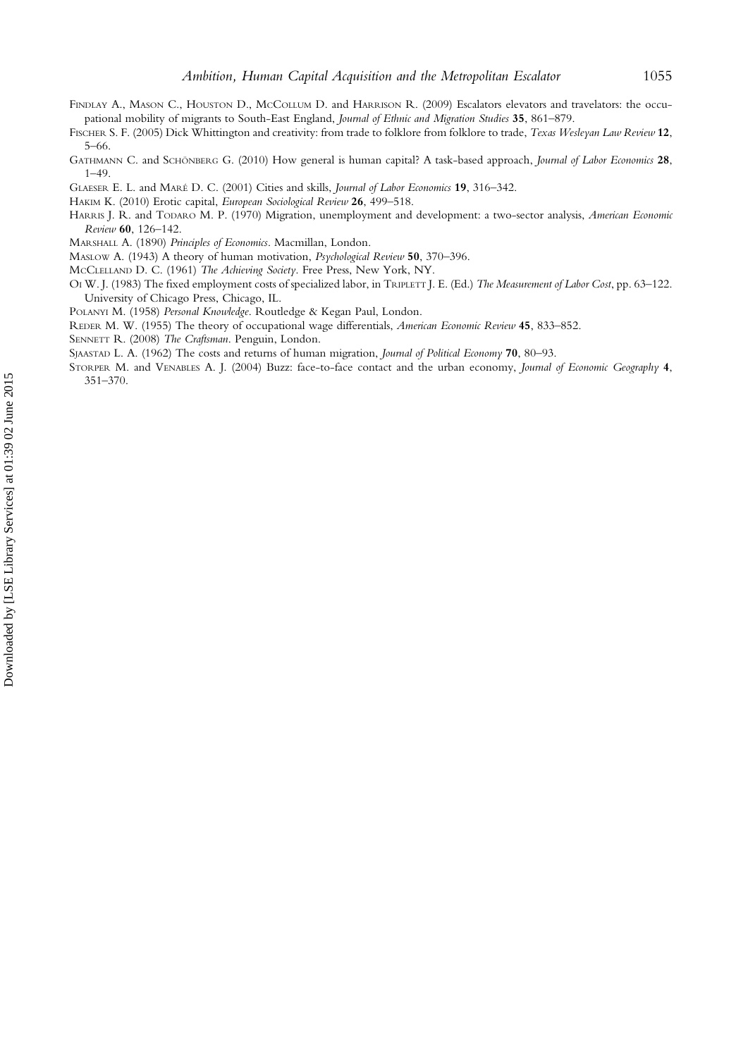Findlay A., Mason C., Houston D., McCollum D. and Harrison R. (2009) Escalators elevators and travelators: the occupational mobility of migrants to South-East England, *Journal of Ethnic and Migration Studies* **35**, 861–879.

Fischer S. F. (2005) Dick Whittington and creativity: from trade to folklore from folklore to trade, *Texas Wesleyan Law Review* **12**, 5–66.

Gathmann C. and Schönberg G. (2010) How general is human capital? A task-based approach, *Journal of Labor Economics* **28**, 1–49.

Glaeser E. L. and Maré D. C. (2001) Cities and skills, *Journal of Labor Economics* **19**, 316–342.

Hakim K. (2010) Erotic capital, *European Sociological Review* **26**, 499–518.

Harris J. R. and Todaro M. P. (1970) Migration, unemployment and development: a two-sector analysis, *American Economic Review* **60**, 126–142.

Marshall A. (1890) *Principles of Economics*. Macmillan, London.

Maslow A. (1943) A theory of human motivation, *Psychological Review* **50**, 370–396.

McClelland D. C. (1961) *The Achieving Society*. Free Press, New York, NY.

Oi W. J. (1983) The fixed employment costs of specialized labor, in Triplett J. E. (Ed.) *The Measurement of Labor Cost*, pp. 63–122. University of Chicago Press, Chicago, IL.

Polanyi M. (1958) *Personal Knowledge*. Routledge & Kegan Paul, London.

Reder M. W. (1955) The theory of occupational wage differentials, *American Economic Review* **45**, 833–852.

Sennett R. (2008) *The Craftsman*. Penguin, London.

Sjaastad L. A. (1962) The costs and returns of human migration, *Journal of Political Economy* **70**, 80–93.

Storper M. and Venables A. J. (2004) Buzz: face-to-face contact and the urban economy, *Journal of Economic Geography* **4**, 351–370.